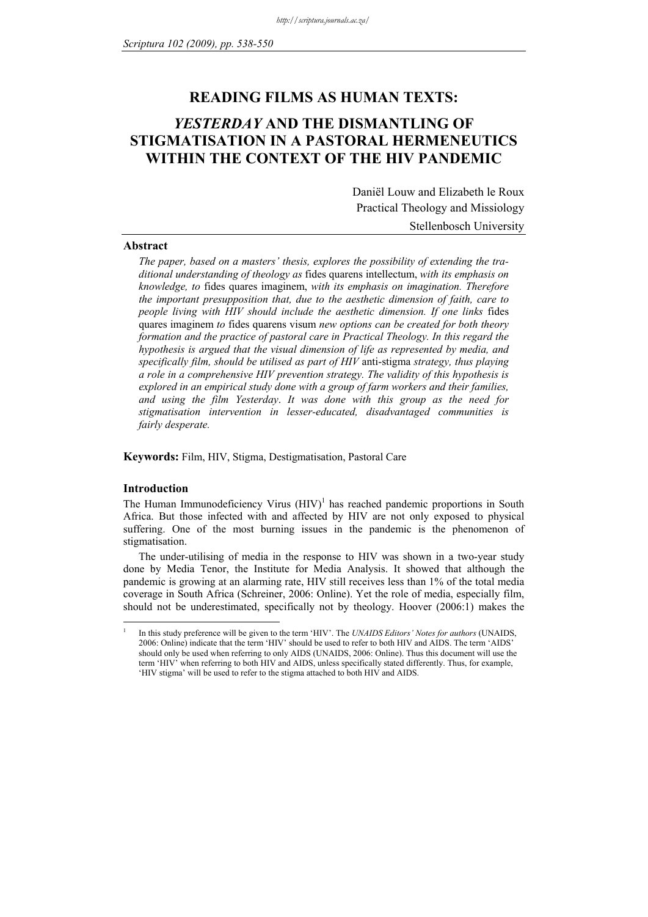# READING FILMS AS HUMAN TEXTS: *YESTERDAY* AND THE DISMANTLING OF STIGMATISATION IN A PASTORAL HERMENEUTICS WITHIN THE CONTEXT OF THE HIV PANDEMIC

Daniël Louw and Elizabeth le Roux
Practical Theology and Missiology
Stellenbosch University

## Abstract

*The paper, based on a masters' thesis, explores the possibility of extending the traditional understanding of theology as* fides quarens intellectum, *with its emphasis on knowledge, to* fides quares imaginem, *with its emphasis on imagination. Therefore the important presupposition that, due to the aesthetic dimension of faith, care to people living with HIV should include the aesthetic dimension. If one links* fides quares imaginem *to* fides quarens visum *new options can be created for both theory formation and the practice of pastoral care in Practical Theology. In this regard the hypothesis is argued that the visual dimension of life as represented by media, and specifically film, should be utilised as part of HIV* anti-stigma *strategy, thus playing a role in a comprehensive HIV prevention strategy. The validity of this hypothesis is explored in an empirical study done with a group of farm workers and their families, and using the film Yesterday. It was done with this group as the need for stigmatisation intervention in lesser-educated, disadvantaged communities is fairly desperate.*

**Keywords:** Film, HIV, Stigma, Destigmatisation, Pastoral Care

## Introduction

The Human Immunodeficiency Virus (HIV)[1] has reached pandemic proportions in South Africa. But those infected with and affected by HIV are not only exposed to physical suffering. One of the most burning issues in the pandemic is the phenomenon of stigmatisation.

The under-utilising of media in the response to HIV was shown in a two-year study done by Media Tenor, the Institute for Media Analysis. It showed that although the pandemic is growing at an alarming rate, HIV still receives less than 1% of the total media coverage in South Africa (Schreiner, 2006: Online). Yet the role of media, especially film, should not be underestimated, specifically not by theology. Hoover (2006:1) makes the

---

[1] In this study preference will be given to the term 'HIV'. The *UNAIDS Editors' Notes for authors* (UNAIDS, 2006: Online) indicate that the term 'HIV' should be used to refer to both HIV and AIDS. The term 'AIDS' should only be used when referring to only AIDS (UNAIDS, 2006: Online). Thus this document will use the term 'HIV' when referring to both HIV and AIDS, unless specifically stated differently. Thus, for example, 'HIV stigma' will be used to refer to the stigma attached to both HIV and AIDS.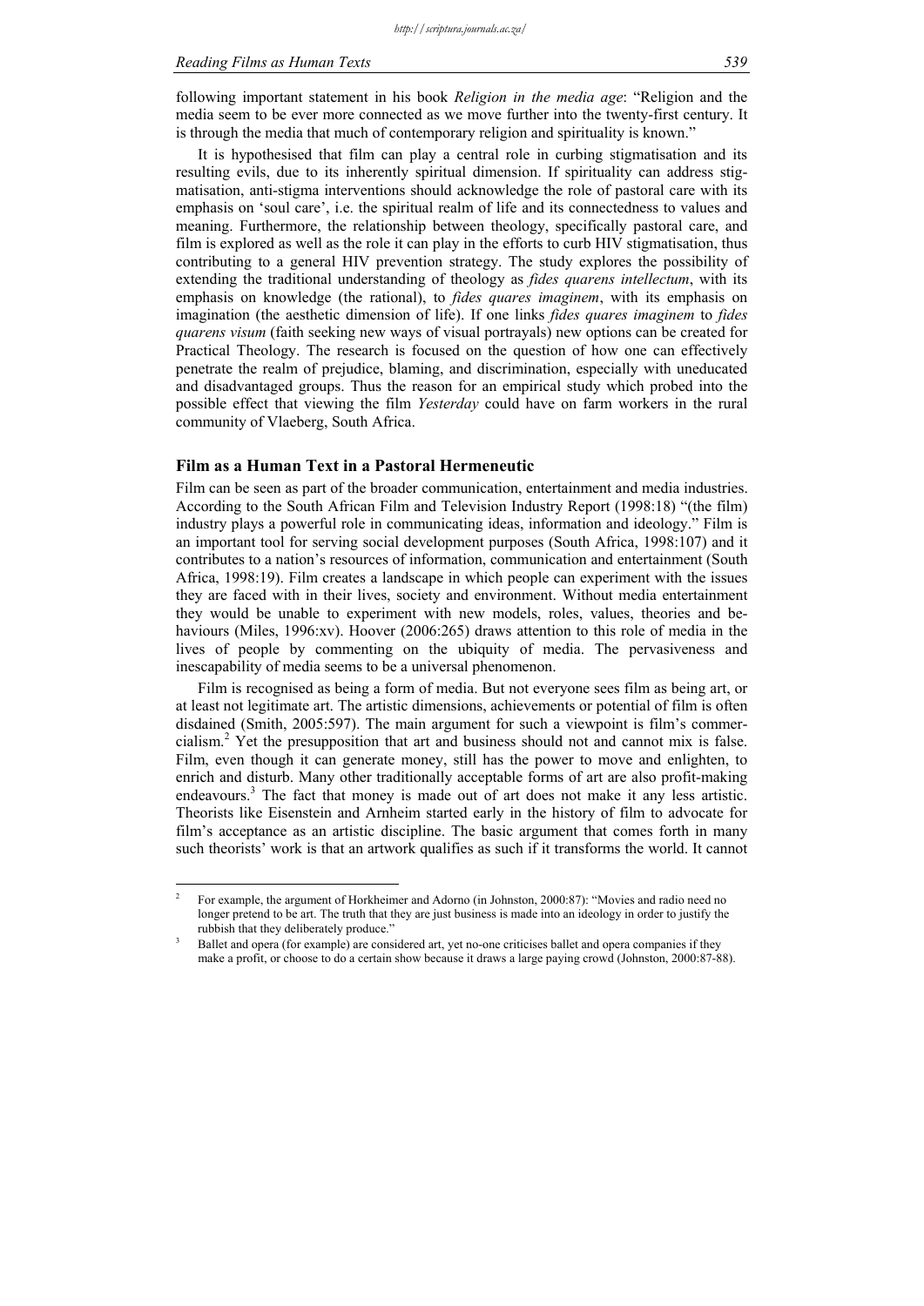following important statement in his book *Religion in the media age*: "Religion and the media seem to be ever more connected as we move further into the twenty-first century. It is through the media that much of contemporary religion and spirituality is known."

It is hypothesised that film can play a central role in curbing stigmatisation and its resulting evils, due to its inherently spiritual dimension. If spirituality can address stigmatisation, anti-stigma interventions should acknowledge the role of pastoral care with its emphasis on 'soul care', i.e. the spiritual realm of life and its connectedness to values and meaning. Furthermore, the relationship between theology, specifically pastoral care, and film is explored as well as the role it can play in the efforts to curb HIV stigmatisation, thus contributing to a general HIV prevention strategy. The study explores the possibility of extending the traditional understanding of theology as *fides quarens intellectum*, with its emphasis on knowledge (the rational), to *fides quares imaginem*, with its emphasis on imagination (the aesthetic dimension of life). If one links *fides quares imaginem* to *fides quarens visum* (faith seeking new ways of visual portrayals) new options can be created for Practical Theology. The research is focused on the question of how one can effectively penetrate the realm of prejudice, blaming, and discrimination, especially with uneducated and disadvantaged groups. Thus the reason for an empirical study which probed into the possible effect that viewing the film *Yesterday* could have on farm workers in the rural community of Vlaeberg, South Africa.

## Film as a Human Text in a Pastoral Hermeneutic

Film can be seen as part of the broader communication, entertainment and media industries. According to the South African Film and Television Industry Report (1998:18) "(the film) industry plays a powerful role in communicating ideas, information and ideology." Film is an important tool for serving social development purposes (South Africa, 1998:107) and it contributes to a nation's resources of information, communication and entertainment (South Africa, 1998:19). Film creates a landscape in which people can experiment with the issues they are faced with in their lives, society and environment. Without media entertainment they would be unable to experiment with new models, roles, values, theories and behaviours (Miles, 1996:xv). Hoover (2006:265) draws attention to this role of media in the lives of people by commenting on the ubiquity of media. The pervasiveness and inescapability of media seems to be a universal phenomenon.

Film is recognised as being a form of media. But not everyone sees film as being art, or at least not legitimate art. The artistic dimensions, achievements or potential of film is often disdained (Smith, 2005:597). The main argument for such a viewpoint is film's commercialism.[2] Yet the presupposition that art and business should not and cannot mix is false. Film, even though it can generate money, still has the power to move and enlighten, to enrich and disturb. Many other traditionally acceptable forms of art are also profit-making endeavours.[3] The fact that money is made out of art does not make it any less artistic. Theorists like Eisenstein and Arnheim started early in the history of film to advocate for film's acceptance as an artistic discipline. The basic argument that comes forth in many such theorists' work is that an artwork qualifies as such if it transforms the world. It cannot

---

[2] For example, the argument of Horkheimer and Adorno (in Johnston, 2000:87): "Movies and radio need no longer pretend to be art. The truth that they are just business is made into an ideology in order to justify the rubbish that they deliberately produce."

[3] Ballet and opera (for example) are considered art, yet no-one criticises ballet and opera companies if they make a profit, or choose to do a certain show because it draws a large paying crowd (Johnston, 2000:87-88).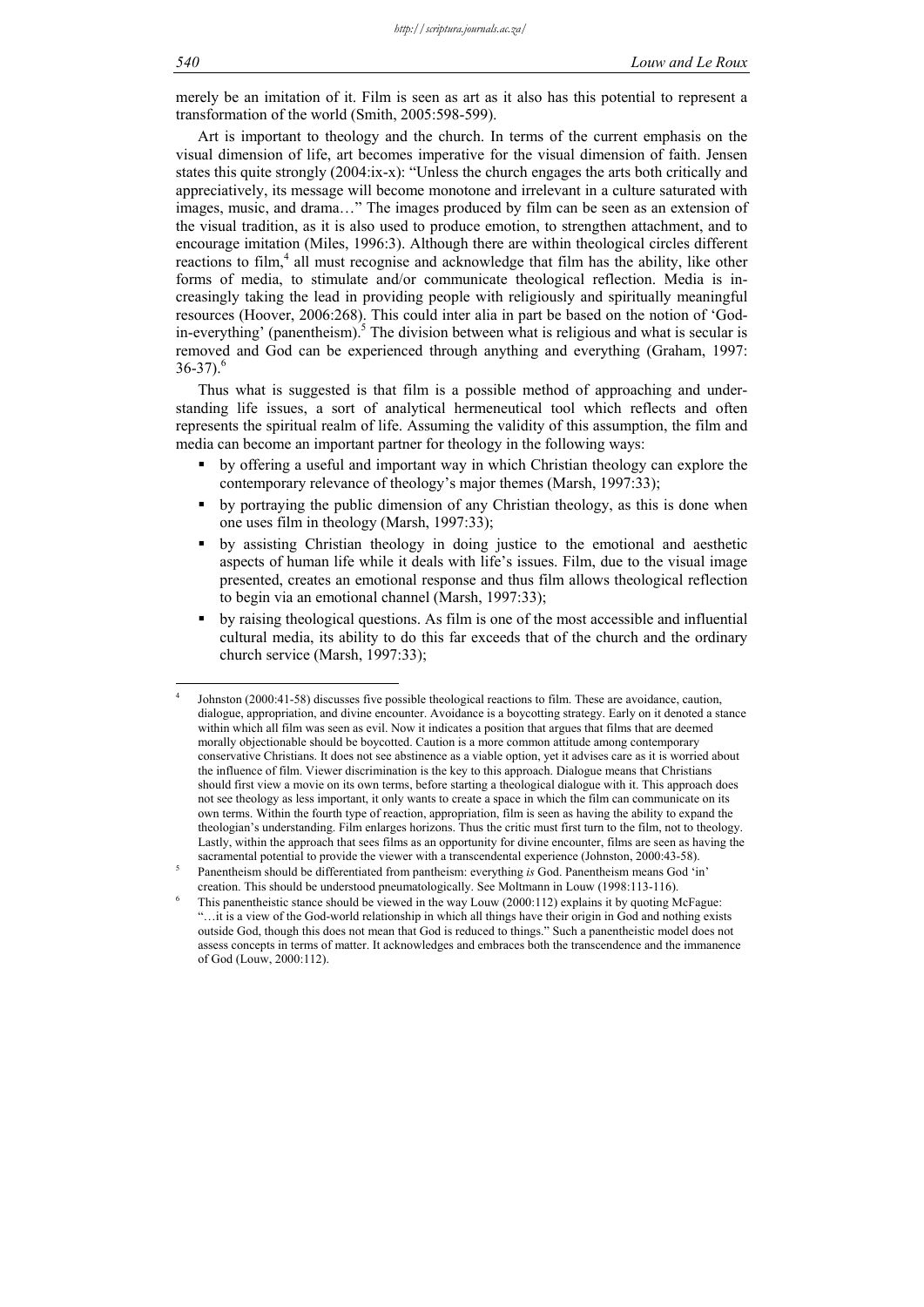merely be an imitation of it. Film is seen as art as it also has this potential to represent a transformation of the world (Smith, 2005:598-599).

Art is important to theology and the church. In terms of the current emphasis on the visual dimension of life, art becomes imperative for the visual dimension of faith. Jensen states this quite strongly (2004:ix-x): "Unless the church engages the arts both critically and appreciatively, its message will become monotone and irrelevant in a culture saturated with images, music, and drama…" The images produced by film can be seen as an extension of the visual tradition, as it is also used to produce emotion, to strengthen attachment, and to encourage imitation (Miles, 1996:3). Although there are within theological circles different reactions to film,[4] all must recognise and acknowledge that film has the ability, like other forms of media, to stimulate and/or communicate theological reflection. Media is increasingly taking the lead in providing people with religiously and spiritually meaningful resources (Hoover, 2006:268). This could inter alia in part be based on the notion of 'God-in-everything' (panentheism).[5] The division between what is religious and what is secular is removed and God can be experienced through anything and everything (Graham, 1997: 36-37).[6]

Thus what is suggested is that film is a possible method of approaching and understanding life issues, a sort of analytical hermeneutical tool which reflects and often represents the spiritual realm of life. Assuming the validity of this assumption, the film and media can become an important partner for theology in the following ways:

- by offering a useful and important way in which Christian theology can explore the contemporary relevance of theology's major themes (Marsh, 1997:33);
- by portraying the public dimension of any Christian theology, as this is done when one uses film in theology (Marsh, 1997:33);
- by assisting Christian theology in doing justice to the emotional and aesthetic aspects of human life while it deals with life's issues. Film, due to the visual image presented, creates an emotional response and thus film allows theological reflection to begin via an emotional channel (Marsh, 1997:33);
- by raising theological questions. As film is one of the most accessible and influential cultural media, its ability to do this far exceeds that of the church and the ordinary church service (Marsh, 1997:33);

---

[4] Johnston (2000:41-58) discusses five possible theological reactions to film. These are avoidance, caution, dialogue, appropriation, and divine encounter. Avoidance is a boycotting strategy. Early on it denoted a stance within which all film was seen as evil. Now it indicates a position that argues that films that are deemed morally objectionable should be boycotted. Caution is a more common attitude among contemporary conservative Christians. It does not see abstinence as a viable option, yet it advises care as it is worried about the influence of film. Viewer discrimination is the key to this approach. Dialogue means that Christians should first view a movie on its own terms, before starting a theological dialogue with it. This approach does not see theology as less important, it only wants to create a space in which the film can communicate on its own terms. Within the fourth type of reaction, appropriation, film is seen as having the ability to expand the theologian's understanding. Film enlarges horizons. Thus the critic must first turn to the film, not to theology. Lastly, within the approach that sees films as an opportunity for divine encounter, films are seen as having the sacramental potential to provide the viewer with a transcendental experience (Johnston, 2000:43-58).

[5] Panentheism should be differentiated from pantheism: everything *is* God. Panentheism means God 'in' creation. This should be understood pneumatologically. See Moltmann in Louw (1998:113-116).

[6] This panentheistic stance should be viewed in the way Louw (2000:112) explains it by quoting McFague: "…it is a view of the God-world relationship in which all things have their origin in God and nothing exists outside God, though this does not mean that God is reduced to things." Such a panentheistic model does not assess concepts in terms of matter. It acknowledges and embraces both the transcendence and the immanence of God (Louw, 2000:112).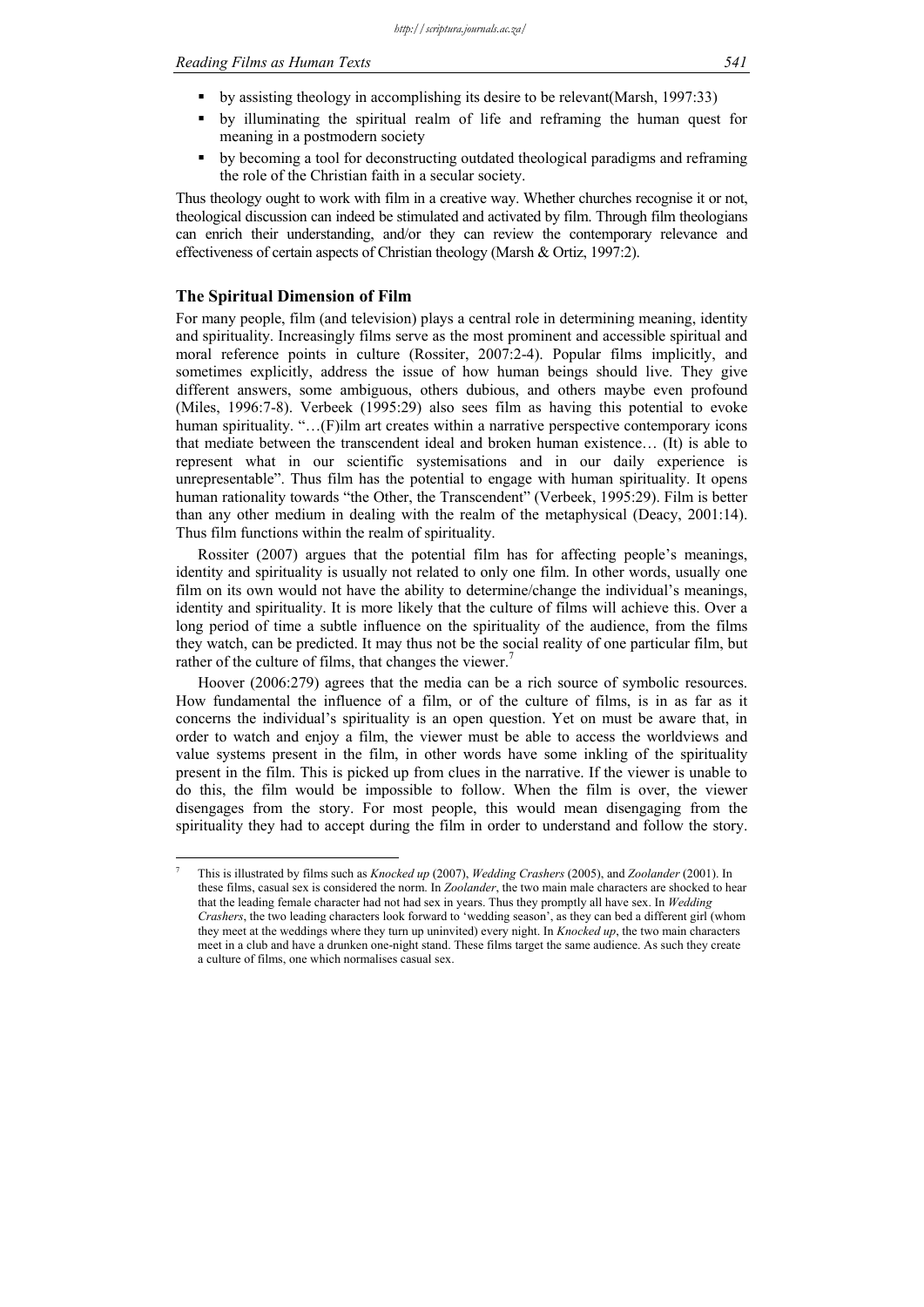- by assisting theology in accomplishing its desire to be relevant(Marsh, 1997:33)
- by illuminating the spiritual realm of life and reframing the human quest for meaning in a postmodern society
- by becoming a tool for deconstructing outdated theological paradigms and reframing the role of the Christian faith in a secular society.

Thus theology ought to work with film in a creative way. Whether churches recognise it or not, theological discussion can indeed be stimulated and activated by film. Through film theologians can enrich their understanding, and/or they can review the contemporary relevance and effectiveness of certain aspects of Christian theology (Marsh & Ortiz, 1997:2).

## The Spiritual Dimension of Film

For many people, film (and television) plays a central role in determining meaning, identity and spirituality. Increasingly films serve as the most prominent and accessible spiritual and moral reference points in culture (Rossiter, 2007:2-4). Popular films implicitly, and sometimes explicitly, address the issue of how human beings should live. They give different answers, some ambiguous, others dubious, and others maybe even profound (Miles, 1996:7-8). Verbeek (1995:29) also sees film as having this potential to evoke human spirituality. "…(F)ilm art creates within a narrative perspective contemporary icons that mediate between the transcendent ideal and broken human existence… (It) is able to represent what in our scientific systemisations and in our daily experience is unrepresentable". Thus film has the potential to engage with human spirituality. It opens human rationality towards "the Other, the Transcendent" (Verbeek, 1995:29). Film is better than any other medium in dealing with the realm of the metaphysical (Deacy, 2001:14). Thus film functions within the realm of spirituality.

Rossiter (2007) argues that the potential film has for affecting people's meanings, identity and spirituality is usually not related to only one film. In other words, usually one film on its own would not have the ability to determine/change the individual's meanings, identity and spirituality. It is more likely that the culture of films will achieve this. Over a long period of time a subtle influence on the spirituality of the audience, from the films they watch, can be predicted. It may thus not be the social reality of one particular film, but rather of the culture of films, that changes the viewer.[7]

Hoover (2006:279) agrees that the media can be a rich source of symbolic resources. How fundamental the influence of a film, or of the culture of films, is in as far as it concerns the individual's spirituality is an open question. Yet on must be aware that, in order to watch and enjoy a film, the viewer must be able to access the worldviews and value systems present in the film, in other words have some inkling of the spirituality present in the film. This is picked up from clues in the narrative. If the viewer is unable to do this, the film would be impossible to follow. When the film is over, the viewer disengages from the story. For most people, this would mean disengaging from the spirituality they had to accept during the film in order to understand and follow the story.

---

[7] This is illustrated by films such as *Knocked up* (2007), *Wedding Crashers* (2005), and *Zoolander* (2001). In these films, casual sex is considered the norm. In *Zoolander*, the two main male characters are shocked to hear that the leading female character had not had sex in years. Thus they promptly all have sex. In *Wedding Crashers*, the two leading characters look forward to 'wedding season', as they can bed a different girl (whom they meet at the weddings where they turn up uninvited) every night. In *Knocked up*, the two main characters meet in a club and have a drunken one-night stand. These films target the same audience. As such they create a culture of films, one which normalises casual sex.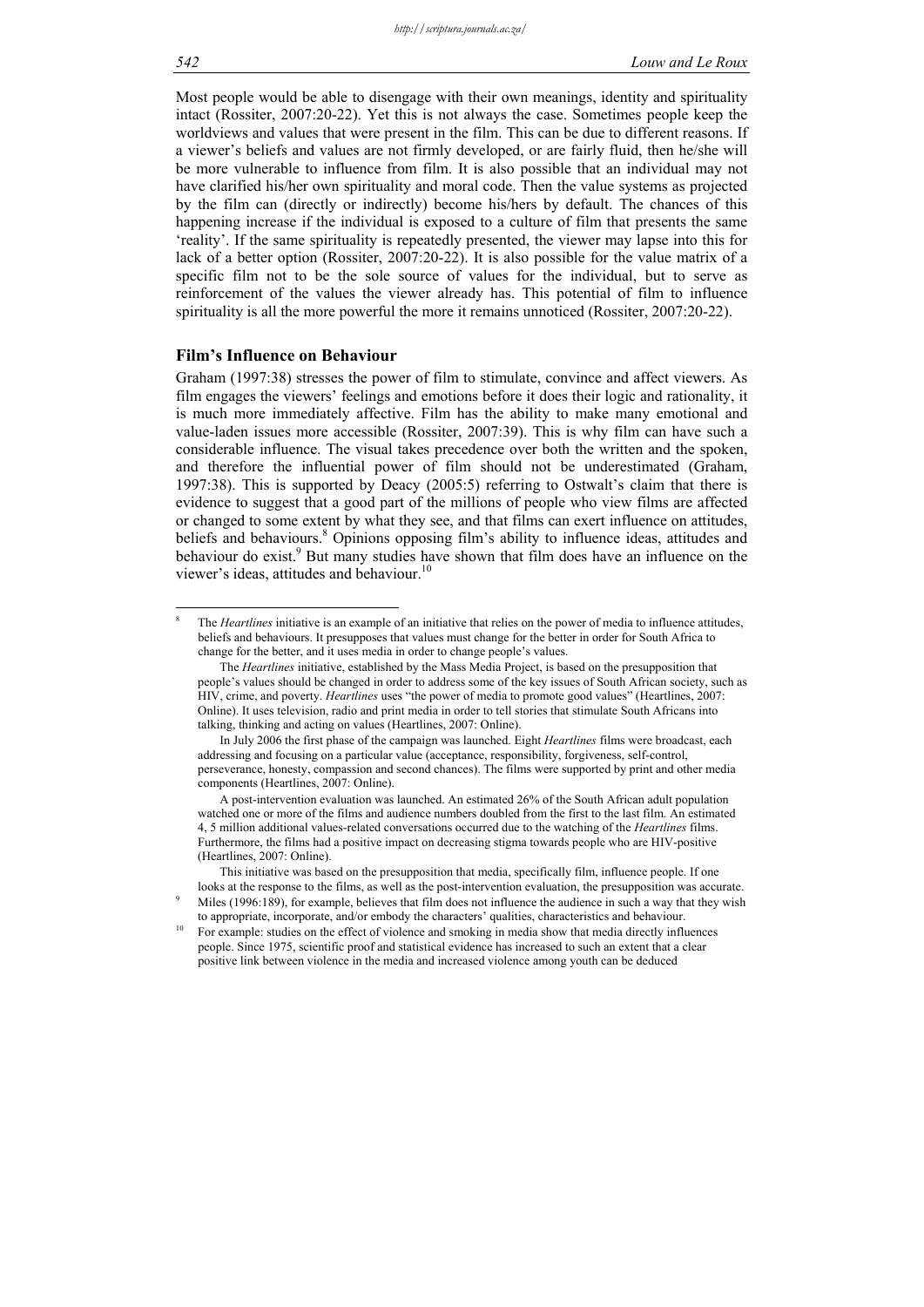Most people would be able to disengage with their own meanings, identity and spirituality intact (Rossiter, 2007:20-22). Yet this is not always the case. Sometimes people keep the worldviews and values that were present in the film. This can be due to different reasons. If a viewer's beliefs and values are not firmly developed, or are fairly fluid, then he/she will be more vulnerable to influence from film. It is also possible that an individual may not have clarified his/her own spirituality and moral code. Then the value systems as projected by the film can (directly or indirectly) become his/hers by default. The chances of this happening increase if the individual is exposed to a culture of film that presents the same 'reality'. If the same spirituality is repeatedly presented, the viewer may lapse into this for lack of a better option (Rossiter, 2007:20-22). It is also possible for the value matrix of a specific film not to be the sole source of values for the individual, but to serve as reinforcement of the values the viewer already has. This potential of film to influence spirituality is all the more powerful the more it remains unnoticed (Rossiter, 2007:20-22).

## Film's Influence on Behaviour

Graham (1997:38) stresses the power of film to stimulate, convince and affect viewers. As film engages the viewers' feelings and emotions before it does their logic and rationality, it is much more immediately affective. Film has the ability to make many emotional and value-laden issues more accessible (Rossiter, 2007:39). This is why film can have such a considerable influence. The visual takes precedence over both the written and the spoken, and therefore the influential power of film should not be underestimated (Graham, 1997:38). This is supported by Deacy (2005:5) referring to Ostwalt's claim that there is evidence to suggest that a good part of the millions of people who view films are affected or changed to some extent by what they see, and that films can exert influence on attitudes, beliefs and behaviours.[8] Opinions opposing film's ability to influence ideas, attitudes and behaviour do exist.[9] But many studies have shown that film does have an influence on the viewer's ideas, attitudes and behaviour.[10]

---

[8] The *Heartlines* initiative is an example of an initiative that relies on the power of media to influence attitudes, beliefs and behaviours. It presupposes that values must change for the better in order for South Africa to change for the better, and it uses media in order to change people's values.

The *Heartlines* initiative, established by the Mass Media Project, is based on the presupposition that people's values should be changed in order to address some of the key issues of South African society, such as HIV, crime, and poverty. *Heartlines* uses "the power of media to promote good values" (Heartlines, 2007: Online). It uses television, radio and print media in order to tell stories that stimulate South Africans into talking, thinking and acting on values (Heartlines, 2007: Online).

In July 2006 the first phase of the campaign was launched. Eight *Heartlines* films were broadcast, each addressing and focusing on a particular value (acceptance, responsibility, forgiveness, self-control, perseverance, honesty, compassion and second chances). The films were supported by print and other media components (Heartlines, 2007: Online).

A post-intervention evaluation was launched. An estimated 26% of the South African adult population watched one or more of the films and audience numbers doubled from the first to the last film. An estimated 4, 5 million additional values-related conversations occurred due to the watching of the *Heartlines* films. Furthermore, the films had a positive impact on decreasing stigma towards people who are HIV-positive (Heartlines, 2007: Online).

This initiative was based on the presupposition that media, specifically film, influence people. If one looks at the response to the films, as well as the post-intervention evaluation, the presupposition was accurate.

[9] Miles (1996:189), for example, believes that film does not influence the audience in such a way that they wish to appropriate, incorporate, and/or embody the characters' qualities, characteristics and behaviour.

[10] For example: studies on the effect of violence and smoking in media show that media directly influences people. Since 1975, scientific proof and statistical evidence has increased to such an extent that a clear positive link between violence in the media and increased violence among youth can be deduced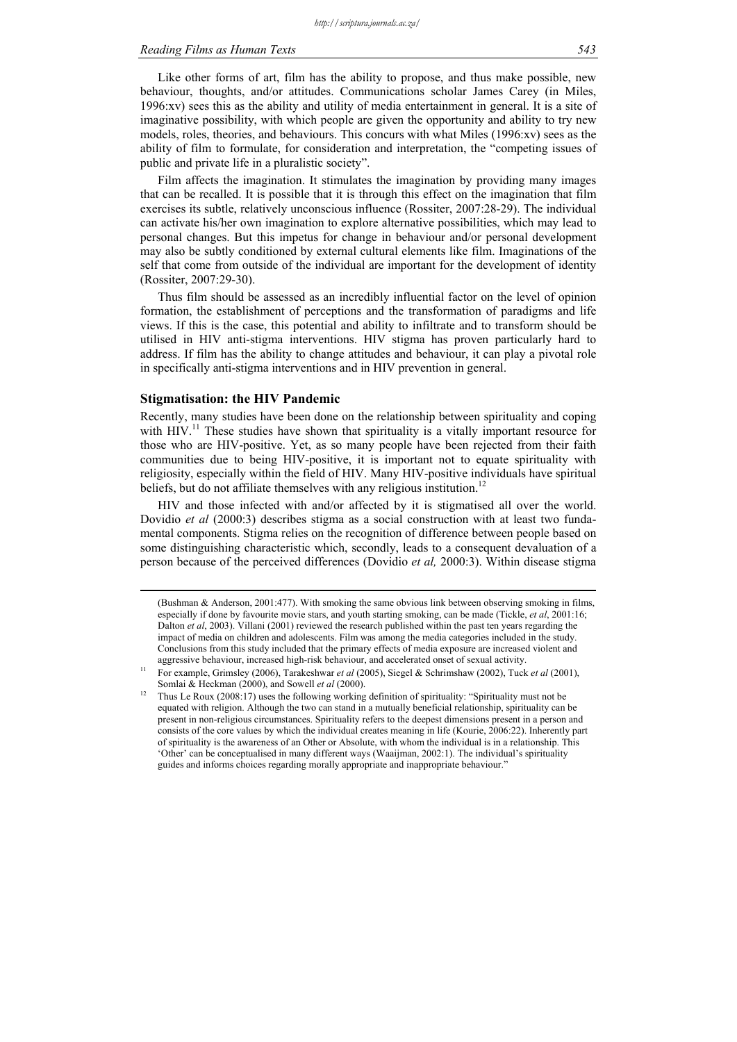Like other forms of art, film has the ability to propose, and thus make possible, new behaviour, thoughts, and/or attitudes. Communications scholar James Carey (in Miles, 1996:xv) sees this as the ability and utility of media entertainment in general. It is a site of imaginative possibility, with which people are given the opportunity and ability to try new models, roles, theories, and behaviours. This concurs with what Miles (1996:xv) sees as the ability of film to formulate, for consideration and interpretation, the "competing issues of public and private life in a pluralistic society".

Film affects the imagination. It stimulates the imagination by providing many images that can be recalled. It is possible that it is through this effect on the imagination that film exercises its subtle, relatively unconscious influence (Rossiter, 2007:28-29). The individual can activate his/her own imagination to explore alternative possibilities, which may lead to personal changes. But this impetus for change in behaviour and/or personal development may also be subtly conditioned by external cultural elements like film. Imaginations of the self that come from outside of the individual are important for the development of identity (Rossiter, 2007:29-30).

Thus film should be assessed as an incredibly influential factor on the level of opinion formation, the establishment of perceptions and the transformation of paradigms and life views. If this is the case, this potential and ability to infiltrate and to transform should be utilised in HIV anti-stigma interventions. HIV stigma has proven particularly hard to address. If film has the ability to change attitudes and behaviour, it can play a pivotal role in specifically anti-stigma interventions and in HIV prevention in general.

## Stigmatisation: the HIV Pandemic

Recently, many studies have been done on the relationship between spirituality and coping with HIV.[11] These studies have shown that spirituality is a vitally important resource for those who are HIV-positive. Yet, as so many people have been rejected from their faith communities due to being HIV-positive, it is important not to equate spirituality with religiosity, especially within the field of HIV. Many HIV-positive individuals have spiritual beliefs, but do not affiliate themselves with any religious institution.[12]

HIV and those infected with and/or affected by it is stigmatised all over the world. Dovidio *et al* (2000:3) describes stigma as a social construction with at least two fundamental components. Stigma relies on the recognition of difference between people based on some distinguishing characteristic which, secondly, leads to a consequent devaluation of a person because of the perceived differences (Dovidio *et al,* 2000:3). Within disease stigma

---

(Bushman & Anderson, 2001:477). With smoking the same obvious link between observing smoking in films, especially if done by favourite movie stars, and youth starting smoking, can be made (Tickle, *et al*, 2001:16; Dalton *et al*, 2003). Villani (2001) reviewed the research published within the past ten years regarding the impact of media on children and adolescents. Film was among the media categories included in the study. Conclusions from this study included that the primary effects of media exposure are increased violent and aggressive behaviour, increased high-risk behaviour, and accelerated onset of sexual activity.

[11] For example, Grimsley (2006), Tarakeshwar *et al* (2005), Siegel & Schrimshaw (2002), Tuck *et al* (2001), Somlai & Heckman (2000), and Sowell *et al* (2000).

[12] Thus Le Roux (2008:17) uses the following working definition of spirituality: "Spirituality must not be equated with religion. Although the two can stand in a mutually beneficial relationship, spirituality can be present in non-religious circumstances. Spirituality refers to the deepest dimensions present in a person and consists of the core values by which the individual creates meaning in life (Kourie, 2006:22). Inherently part of spirituality is the awareness of an Other or Absolute, with whom the individual is in a relationship. This 'Other' can be conceptualised in many different ways (Waaijman, 2002:1). The individual's spirituality guides and informs choices regarding morally appropriate and inappropriate behaviour."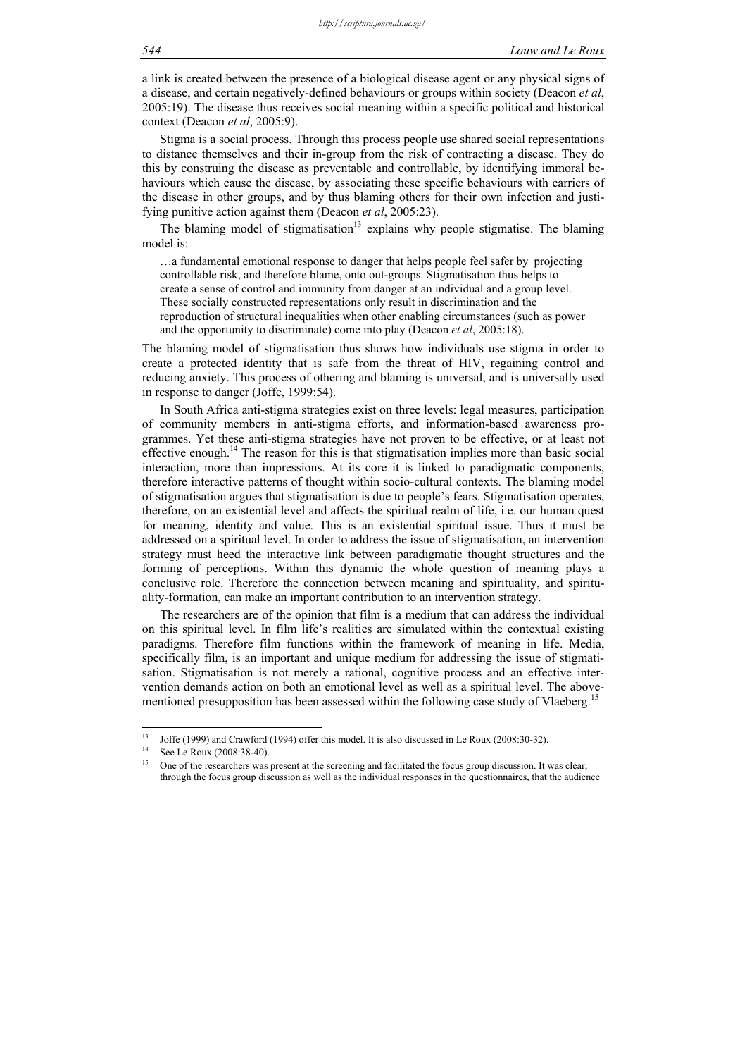a link is created between the presence of a biological disease agent or any physical signs of a disease, and certain negatively-defined behaviours or groups within society (Deacon *et al*, 2005:19). The disease thus receives social meaning within a specific political and historical context (Deacon *et al*, 2005:9).

Stigma is a social process. Through this process people use shared social representations to distance themselves and their in-group from the risk of contracting a disease. They do this by construing the disease as preventable and controllable, by identifying immoral behaviours which cause the disease, by associating these specific behaviours with carriers of the disease in other groups, and by thus blaming others for their own infection and justifying punitive action against them (Deacon *et al*, 2005:23).

The blaming model of stigmatisation[13] explains why people stigmatise. The blaming model is:

> …a fundamental emotional response to danger that helps people feel safer by projecting controllable risk, and therefore blame, onto out-groups. Stigmatisation thus helps to create a sense of control and immunity from danger at an individual and a group level. These socially constructed representations only result in discrimination and the reproduction of structural inequalities when other enabling circumstances (such as power and the opportunity to discriminate) come into play (Deacon *et al*, 2005:18).

The blaming model of stigmatisation thus shows how individuals use stigma in order to create a protected identity that is safe from the threat of HIV, regaining control and reducing anxiety. This process of othering and blaming is universal, and is universally used in response to danger (Joffe, 1999:54).

In South Africa anti-stigma strategies exist on three levels: legal measures, participation of community members in anti-stigma efforts, and information-based awareness programmes. Yet these anti-stigma strategies have not proven to be effective, or at least not effective enough.[14] The reason for this is that stigmatisation implies more than basic social interaction, more than impressions. At its core it is linked to paradigmatic components, therefore interactive patterns of thought within socio-cultural contexts. The blaming model of stigmatisation argues that stigmatisation is due to people's fears. Stigmatisation operates, therefore, on an existential level and affects the spiritual realm of life, i.e. our human quest for meaning, identity and value. This is an existential spiritual issue. Thus it must be addressed on a spiritual level. In order to address the issue of stigmatisation, an intervention strategy must heed the interactive link between paradigmatic thought structures and the forming of perceptions. Within this dynamic the whole question of meaning plays a conclusive role. Therefore the connection between meaning and spirituality, and spirituality-formation, can make an important contribution to an intervention strategy.

The researchers are of the opinion that film is a medium that can address the individual on this spiritual level. In film life's realities are simulated within the contextual existing paradigms. Therefore film functions within the framework of meaning in life. Media, specifically film, is an important and unique medium for addressing the issue of stigmatisation. Stigmatisation is not merely a rational, cognitive process and an effective intervention demands action on both an emotional level as well as a spiritual level. The abovementioned presupposition has been assessed within the following case study of Vlaeberg.[15]

---

[13] Joffe (1999) and Crawford (1994) offer this model. It is also discussed in Le Roux (2008:30-32).

[14] See Le Roux (2008:38-40).

[15] One of the researchers was present at the screening and facilitated the focus group discussion. It was clear, through the focus group discussion as well as the individual responses in the questionnaires, that the audience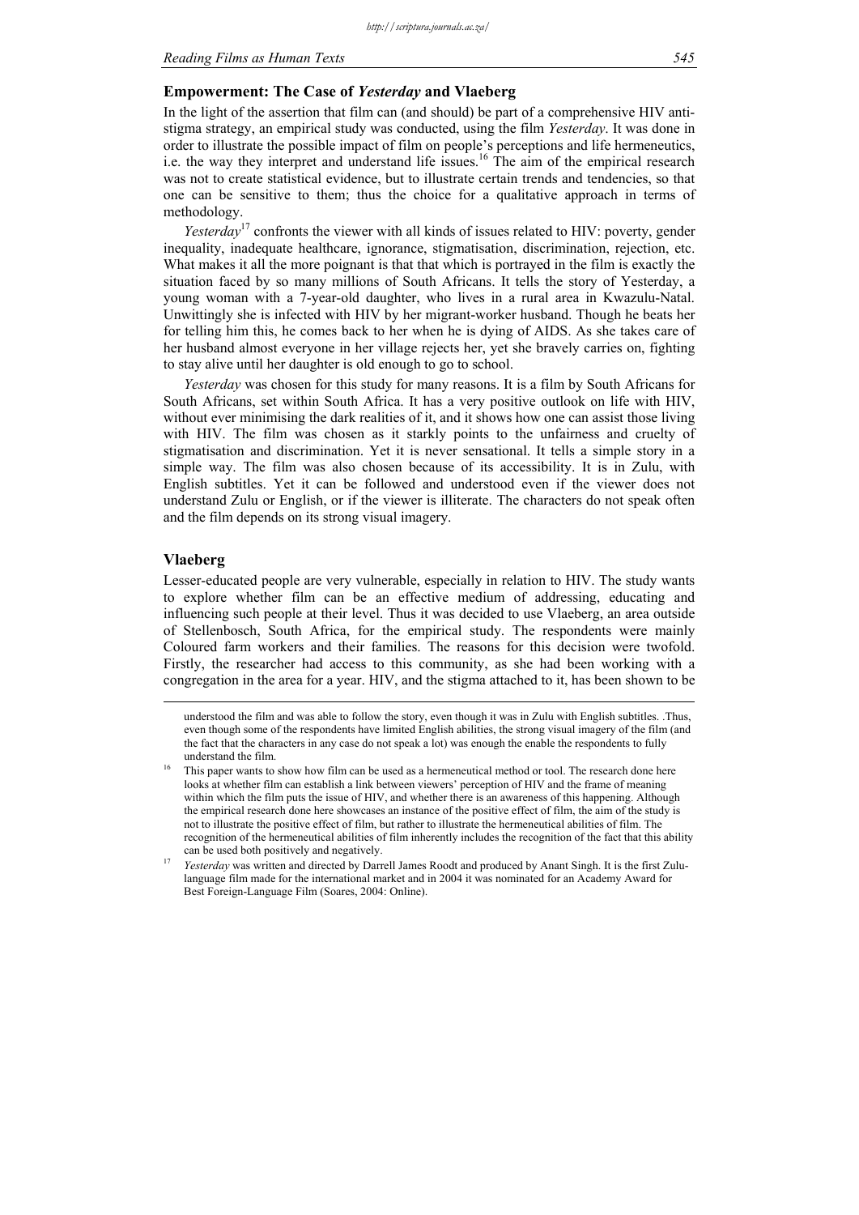## Empowerment: The Case of *Yesterday* and Vlaeberg

In the light of the assertion that film can (and should) be part of a comprehensive HIV anti-stigma strategy, an empirical study was conducted, using the film *Yesterday*. It was done in order to illustrate the possible impact of film on people's perceptions and life hermeneutics, i.e. the way they interpret and understand life issues.[16] The aim of the empirical research was not to create statistical evidence, but to illustrate certain trends and tendencies, so that one can be sensitive to them; thus the choice for a qualitative approach in terms of methodology.

*Yesterday*[17] confronts the viewer with all kinds of issues related to HIV: poverty, gender inequality, inadequate healthcare, ignorance, stigmatisation, discrimination, rejection, etc. What makes it all the more poignant is that that which is portrayed in the film is exactly the situation faced by so many millions of South Africans. It tells the story of Yesterday, a young woman with a 7-year-old daughter, who lives in a rural area in Kwazulu-Natal. Unwittingly she is infected with HIV by her migrant-worker husband. Though he beats her for telling him this, he comes back to her when he is dying of AIDS. As she takes care of her husband almost everyone in her village rejects her, yet she bravely carries on, fighting to stay alive until her daughter is old enough to go to school.

*Yesterday* was chosen for this study for many reasons. It is a film by South Africans for South Africans, set within South Africa. It has a very positive outlook on life with HIV, without ever minimising the dark realities of it, and it shows how one can assist those living with HIV. The film was chosen as it starkly points to the unfairness and cruelty of stigmatisation and discrimination. Yet it is never sensational. It tells a simple story in a simple way. The film was also chosen because of its accessibility. It is in Zulu, with English subtitles. Yet it can be followed and understood even if the viewer does not understand Zulu or English, or if the viewer is illiterate. The characters do not speak often and the film depends on its strong visual imagery.

## Vlaeberg

Lesser-educated people are very vulnerable, especially in relation to HIV. The study wants to explore whether film can be an effective medium of addressing, educating and influencing such people at their level. Thus it was decided to use Vlaeberg, an area outside of Stellenbosch, South Africa, for the empirical study. The respondents were mainly Coloured farm workers and their families. The reasons for this decision were twofold. Firstly, the researcher had access to this community, as she had been working with a congregation in the area for a year. HIV, and the stigma attached to it, has been shown to be

---

understood the film and was able to follow the story, even though it was in Zulu with English subtitles. .Thus, even though some of the respondents have limited English abilities, the strong visual imagery of the film (and the fact that the characters in any case do not speak a lot) was enough the enable the respondents to fully understand the film.

[16] This paper wants to show how film can be used as a hermeneutical method or tool. The research done here looks at whether film can establish a link between viewers' perception of HIV and the frame of meaning within which the film puts the issue of HIV, and whether there is an awareness of this happening. Although the empirical research done here showcases an instance of the positive effect of film, the aim of the study is not to illustrate the positive effect of film, but rather to illustrate the hermeneutical abilities of film. The recognition of the hermeneutical abilities of film inherently includes the recognition of the fact that this ability can be used both positively and negatively.

[17] *Yesterday* was written and directed by Darrell James Roodt and produced by Anant Singh. It is the first Zulu-language film made for the international market and in 2004 it was nominated for an Academy Award for Best Foreign-Language Film (Soares, 2004: Online).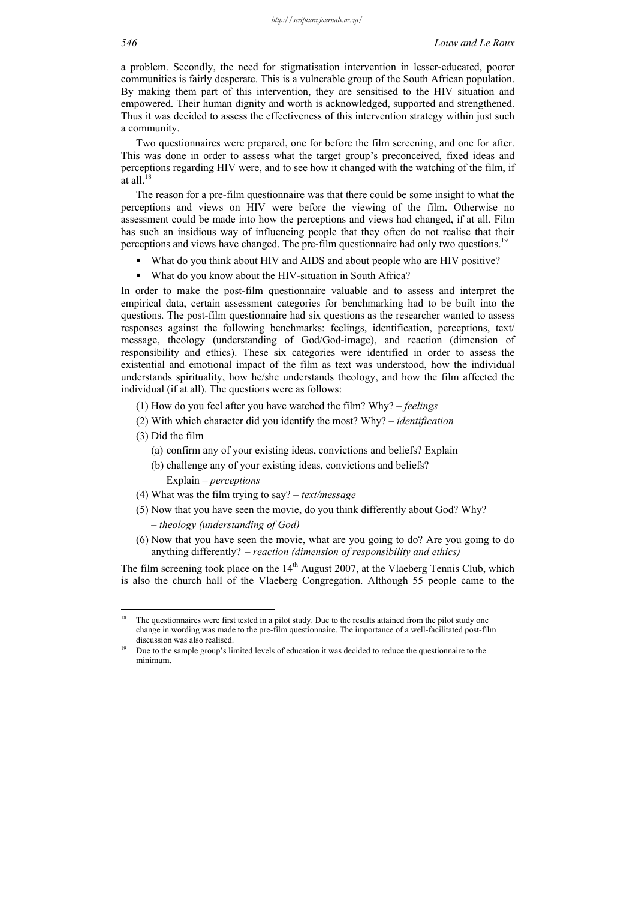a problem. Secondly, the need for stigmatisation intervention in lesser-educated, poorer communities is fairly desperate. This is a vulnerable group of the South African population. By making them part of this intervention, they are sensitised to the HIV situation and empowered. Their human dignity and worth is acknowledged, supported and strengthened. Thus it was decided to assess the effectiveness of this intervention strategy within just such a community.

Two questionnaires were prepared, one for before the film screening, and one for after. This was done in order to assess what the target group's preconceived, fixed ideas and perceptions regarding HIV were, and to see how it changed with the watching of the film, if at all.[18]

The reason for a pre-film questionnaire was that there could be some insight to what the perceptions and views on HIV were before the viewing of the film. Otherwise no assessment could be made into how the perceptions and views had changed, if at all. Film has such an insidious way of influencing people that they often do not realise that their perceptions and views have changed. The pre-film questionnaire had only two questions.[19]

- What do you think about HIV and AIDS and about people who are HIV positive?
- What do you know about the HIV-situation in South Africa?

In order to make the post-film questionnaire valuable and to assess and interpret the empirical data, certain assessment categories for benchmarking had to be built into the questions. The post-film questionnaire had six questions as the researcher wanted to assess responses against the following benchmarks: feelings, identification, perceptions, text/message, theology (understanding of God/God-image), and reaction (dimension of responsibility and ethics). These six categories were identified in order to assess the existential and emotional impact of the film as text was understood, how the individual understands spirituality, how he/she understands theology, and how the film affected the individual (if at all). The questions were as follows:

(1) How do you feel after you have watched the film? Why? – *feelings*

(2) With which character did you identify the most? Why? – *identification*

(3) Did the film

  (a) confirm any of your existing ideas, convictions and beliefs? Explain

  (b) challenge any of your existing ideas, convictions and beliefs? Explain – *perceptions*

(4) What was the film trying to say? – *text/message*

(5) Now that you have seen the movie, do you think differently about God? Why? – *theology (understanding of God)*

(6) Now that you have seen the movie, what are you going to do? Are you going to do anything differently? – *reaction (dimension of responsibility and ethics)*

The film screening took place on the 14th August 2007, at the Vlaeberg Tennis Club, which is also the church hall of the Vlaeberg Congregation. Although 55 people came to the

---

[18] The questionnaires were first tested in a pilot study. Due to the results attained from the pilot study one change in wording was made to the pre-film questionnaire. The importance of a well-facilitated post-film discussion was also realised.

[19] Due to the sample group's limited levels of education it was decided to reduce the questionnaire to the minimum.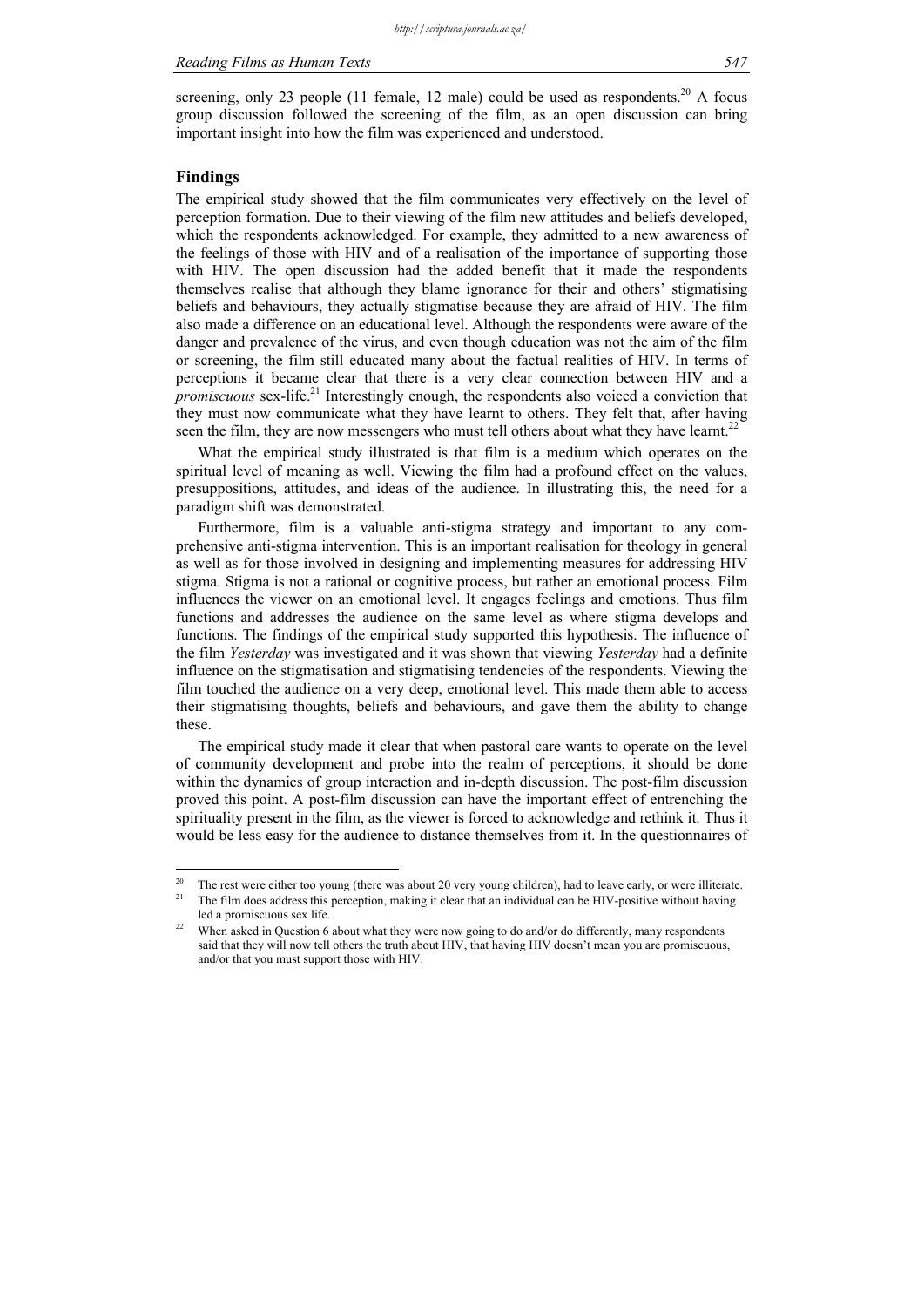screening, only 23 people (11 female, 12 male) could be used as respondents.[20] A focus group discussion followed the screening of the film, as an open discussion can bring important insight into how the film was experienced and understood.

## Findings

The empirical study showed that the film communicates very effectively on the level of perception formation. Due to their viewing of the film new attitudes and beliefs developed, which the respondents acknowledged. For example, they admitted to a new awareness of the feelings of those with HIV and of a realisation of the importance of supporting those with HIV. The open discussion had the added benefit that it made the respondents themselves realise that although they blame ignorance for their and others' stigmatising beliefs and behaviours, they actually stigmatise because they are afraid of HIV. The film also made a difference on an educational level. Although the respondents were aware of the danger and prevalence of the virus, and even though education was not the aim of the film or screening, the film still educated many about the factual realities of HIV. In terms of perceptions it became clear that there is a very clear connection between HIV and a *promiscuous* sex-life.[21] Interestingly enough, the respondents also voiced a conviction that they must now communicate what they have learnt to others. They felt that, after having seen the film, they are now messengers who must tell others about what they have learnt.[22]

What the empirical study illustrated is that film is a medium which operates on the spiritual level of meaning as well. Viewing the film had a profound effect on the values, presuppositions, attitudes, and ideas of the audience. In illustrating this, the need for a paradigm shift was demonstrated.

Furthermore, film is a valuable anti-stigma strategy and important to any comprehensive anti-stigma intervention. This is an important realisation for theology in general as well as for those involved in designing and implementing measures for addressing HIV stigma. Stigma is not a rational or cognitive process, but rather an emotional process. Film influences the viewer on an emotional level. It engages feelings and emotions. Thus film functions and addresses the audience on the same level as where stigma develops and functions. The findings of the empirical study supported this hypothesis. The influence of the film *Yesterday* was investigated and it was shown that viewing *Yesterday* had a definite influence on the stigmatisation and stigmatising tendencies of the respondents. Viewing the film touched the audience on a very deep, emotional level. This made them able to access their stigmatising thoughts, beliefs and behaviours, and gave them the ability to change these.

The empirical study made it clear that when pastoral care wants to operate on the level of community development and probe into the realm of perceptions, it should be done within the dynamics of group interaction and in-depth discussion. The post-film discussion proved this point. A post-film discussion can have the important effect of entrenching the spirituality present in the film, as the viewer is forced to acknowledge and rethink it. Thus it would be less easy for the audience to distance themselves from it. In the questionnaires of

---

[20] The rest were either too young (there was about 20 very young children), had to leave early, or were illiterate.

[21] The film does address this perception, making it clear that an individual can be HIV-positive without having led a promiscuous sex life.

[22] When asked in Question 6 about what they were now going to do and/or do differently, many respondents said that they will now tell others the truth about HIV, that having HIV doesn't mean you are promiscuous, and/or that you must support those with HIV.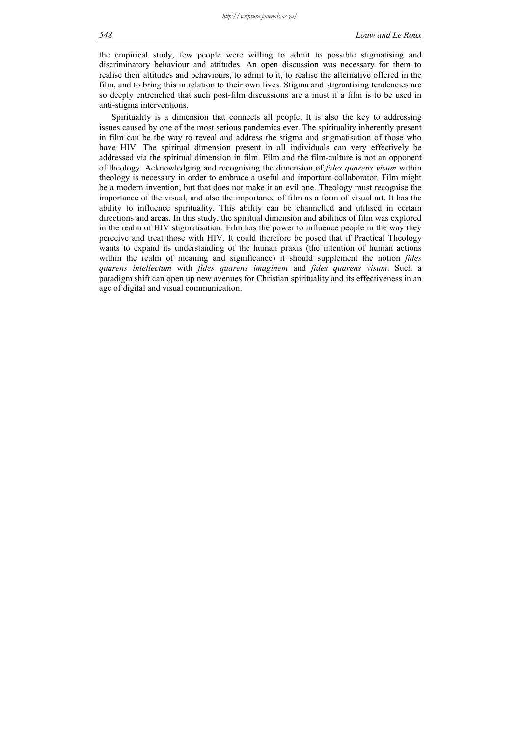the empirical study, few people were willing to admit to possible stigmatising and discriminatory behaviour and attitudes. An open discussion was necessary for them to realise their attitudes and behaviours, to admit to it, to realise the alternative offered in the film, and to bring this in relation to their own lives. Stigma and stigmatising tendencies are so deeply entrenched that such post-film discussions are a must if a film is to be used in anti-stigma interventions.

Spirituality is a dimension that connects all people. It is also the key to addressing issues caused by one of the most serious pandemics ever. The spirituality inherently present in film can be the way to reveal and address the stigma and stigmatisation of those who have HIV. The spiritual dimension present in all individuals can very effectively be addressed via the spiritual dimension in film. Film and the film-culture is not an opponent of theology. Acknowledging and recognising the dimension of *fides quarens visum* within theology is necessary in order to embrace a useful and important collaborator. Film might be a modern invention, but that does not make it an evil one. Theology must recognise the importance of the visual, and also the importance of film as a form of visual art. It has the ability to influence spirituality. This ability can be channelled and utilised in certain directions and areas. In this study, the spiritual dimension and abilities of film was explored in the realm of HIV stigmatisation. Film has the power to influence people in the way they perceive and treat those with HIV. It could therefore be posed that if Practical Theology wants to expand its understanding of the human praxis (the intention of human actions within the realm of meaning and significance) it should supplement the notion *fides quarens intellectum* with *fides quarens imaginem* and *fides quarens visum*. Such a paradigm shift can open up new avenues for Christian spirituality and its effectiveness in an age of digital and visual communication.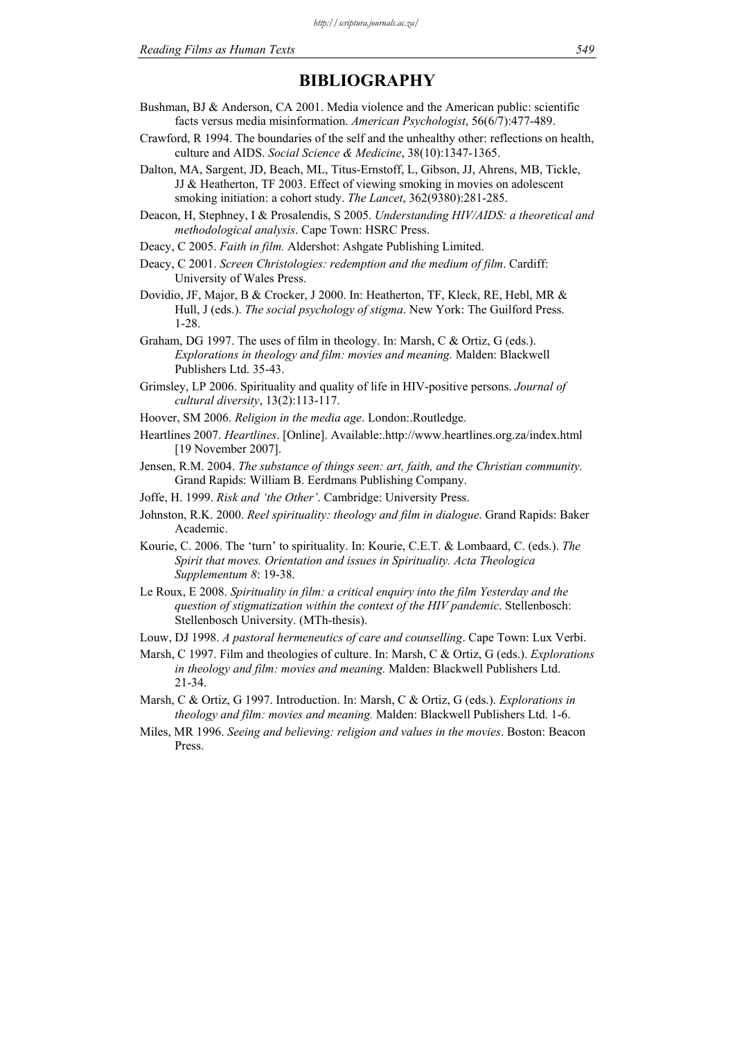# BIBLIOGRAPHY

Bushman, BJ & Anderson, CA 2001. Media violence and the American public: scientific facts versus media misinformation. *American Psychologist*, 56(6/7):477-489.

Crawford, R 1994. The boundaries of the self and the unhealthy other: reflections on health, culture and AIDS. *Social Science & Medicine*, 38(10):1347-1365.

Dalton, MA, Sargent, JD, Beach, ML, Titus-Ernstoff, L, Gibson, JJ, Ahrens, MB, Tickle, JJ & Heatherton, TF 2003. Effect of viewing smoking in movies on adolescent smoking initiation: a cohort study. *The Lancet*, 362(9380):281-285.

Deacon, H, Stephney, I & Prosalendis, S 2005. *Understanding HIV/AIDS: a theoretical and methodological analysis*. Cape Town: HSRC Press.

Deacy, C 2005. *Faith in film.* Aldershot: Ashgate Publishing Limited.

Deacy, C 2001. *Screen Christologies: redemption and the medium of film*. Cardiff: University of Wales Press.

Dovidio, JF, Major, B & Crocker, J 2000. In: Heatherton, TF, Kleck, RE, Hebl, MR & Hull, J (eds.). *The social psychology of stigma*. New York: The Guilford Press. 1-28.

Graham, DG 1997. The uses of film in theology. In: Marsh, C & Ortiz, G (eds.). *Explorations in theology and film: movies and meaning.* Malden: Blackwell Publishers Ltd. 35-43.

Grimsley, LP 2006. Spirituality and quality of life in HIV-positive persons. *Journal of cultural diversity*, 13(2):113-117.

Hoover, SM 2006. *Religion in the media age*. London:.Routledge.

Heartlines 2007. *Heartlines*. [Online]. Available:.http://www.heartlines.org.za/index.html [19 November 2007].

Jensen, R.M. 2004. *The substance of things seen: art, faith, and the Christian community.* Grand Rapids: William B. Eerdmans Publishing Company.

Joffe, H. 1999. *Risk and 'the Other'*. Cambridge: University Press.

Johnston, R.K. 2000. *Reel spirituality: theology and film in dialogue*. Grand Rapids: Baker Academic.

Kourie, C. 2006. The 'turn' to spirituality. In: Kourie, C.E.T. & Lombaard, C. (eds.). *The Spirit that moves. Orientation and issues in Spirituality. Acta Theologica Supplementum 8*: 19-38.

Le Roux, E 2008. *Spirituality in film: a critical enquiry into the film Yesterday and the question of stigmatization within the context of the HIV pandemic*. Stellenbosch: Stellenbosch University. (MTh-thesis).

Louw, DJ 1998. *A pastoral hermeneutics of care and counselling*. Cape Town: Lux Verbi.

Marsh, C 1997. Film and theologies of culture. In: Marsh, C & Ortiz, G (eds.). *Explorations in theology and film: movies and meaning.* Malden: Blackwell Publishers Ltd. 21-34.

Marsh, C & Ortiz, G 1997. Introduction. In: Marsh, C & Ortiz, G (eds.). *Explorations in theology and film: movies and meaning.* Malden: Blackwell Publishers Ltd. 1-6.

Miles, MR 1996. *Seeing and believing: religion and values in the movies*. Boston: Beacon Press.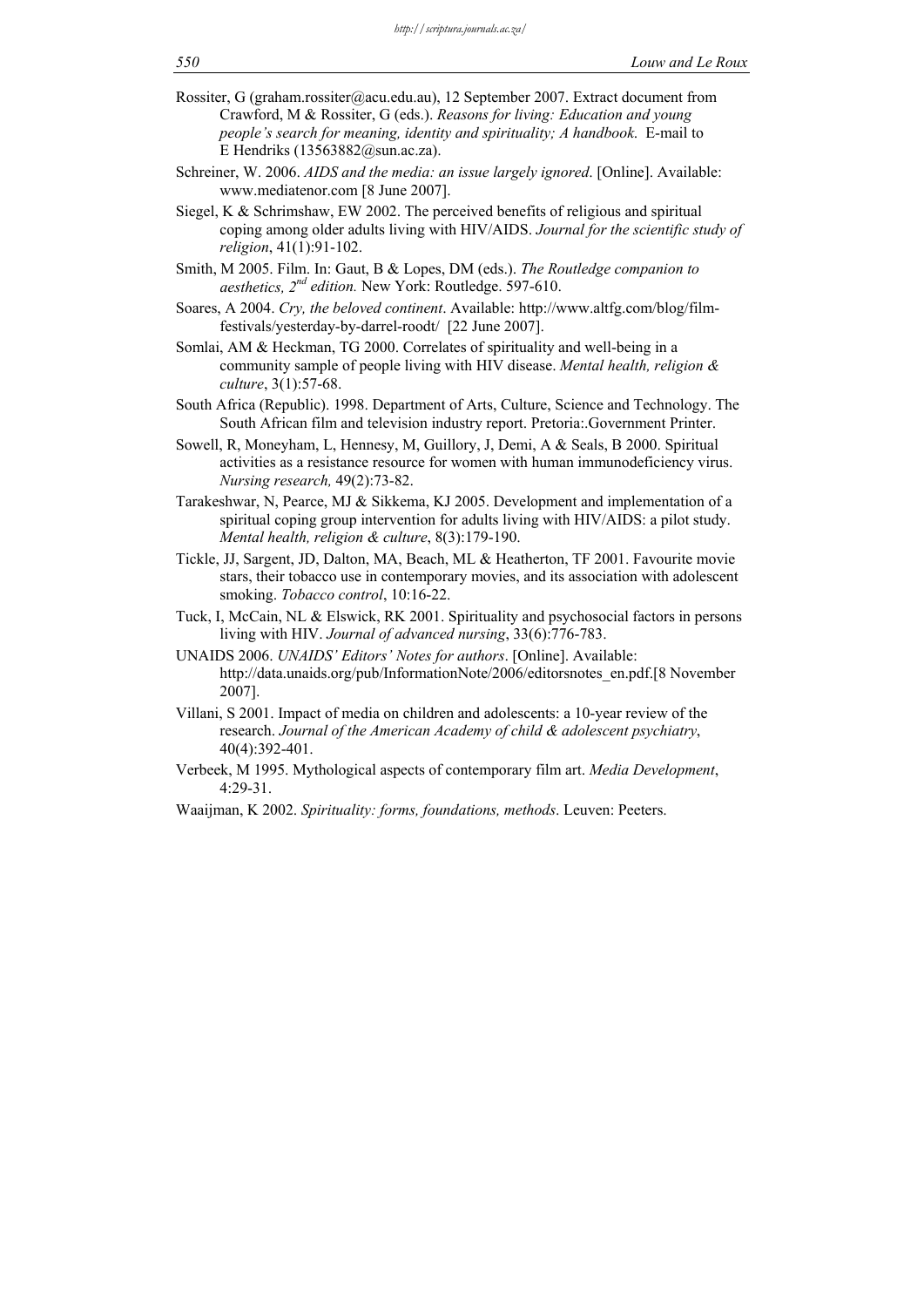Rossiter, G (graham.rossiter@acu.edu.au), 12 September 2007. Extract document from Crawford, M & Rossiter, G (eds.). *Reasons for living: Education and young people's search for meaning, identity and spirituality; A handbook*. E-mail to E Hendriks (13563882@sun.ac.za).

Schreiner, W. 2006. *AIDS and the media: an issue largely ignored*. [Online]. Available: www.mediatenor.com [8 June 2007].

Siegel, K & Schrimshaw, EW 2002. The perceived benefits of religious and spiritual coping among older adults living with HIV/AIDS. *Journal for the scientific study of religion*, 41(1):91-102.

Smith, M 2005. Film. In: Gaut, B & Lopes, DM (eds.). *The Routledge companion to aesthetics, 2nd edition.* New York: Routledge. 597-610.

Soares, A 2004. *Cry, the beloved continent*. Available: http://www.altfg.com/blog/film-festivals/yesterday-by-darrel-roodt/ [22 June 2007].

Somlai, AM & Heckman, TG 2000. Correlates of spirituality and well-being in a community sample of people living with HIV disease. *Mental health, religion & culture*, 3(1):57-68.

South Africa (Republic). 1998. Department of Arts, Culture, Science and Technology. The South African film and television industry report. Pretoria:.Government Printer.

Sowell, R, Moneyham, L, Hennesy, M, Guillory, J, Demi, A & Seals, B 2000. Spiritual activities as a resistance resource for women with human immunodeficiency virus. *Nursing research,* 49(2):73-82.

Tarakeshwar, N, Pearce, MJ & Sikkema, KJ 2005. Development and implementation of a spiritual coping group intervention for adults living with HIV/AIDS: a pilot study. *Mental health, religion & culture*, 8(3):179-190.

Tickle, JJ, Sargent, JD, Dalton, MA, Beach, ML & Heatherton, TF 2001. Favourite movie stars, their tobacco use in contemporary movies, and its association with adolescent smoking. *Tobacco control*, 10:16-22.

Tuck, I, McCain, NL & Elswick, RK 2001. Spirituality and psychosocial factors in persons living with HIV. *Journal of advanced nursing*, 33(6):776-783.

UNAIDS 2006. *UNAIDS' Editors' Notes for authors*. [Online]. Available: http://data.unaids.org/pub/InformationNote/2006/editorsnotes_en.pdf.[8 November 2007].

Villani, S 2001. Impact of media on children and adolescents: a 10-year review of the research. *Journal of the American Academy of child & adolescent psychiatry*, 40(4):392-401.

Verbeek, M 1995. Mythological aspects of contemporary film art. *Media Development*, 4:29-31.

Waaijman, K 2002. *Spirituality: forms, foundations, methods*. Leuven: Peeters.